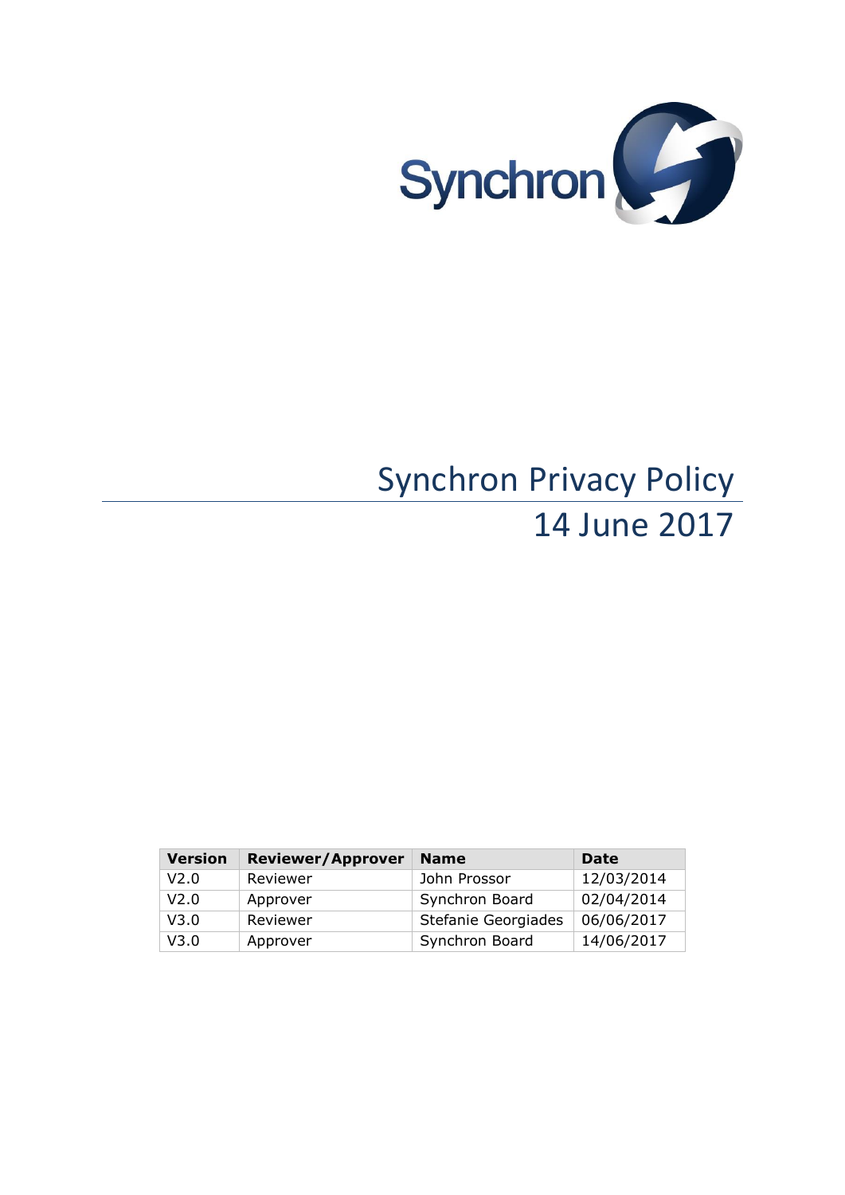Synchron

# Synchron Privacy Policy

## 14 June 2017

| Version | Reviewer/Approver | Name | Date |
|---|---|---|---|
| V2.0 | Reviewer | John Prossor | 12/03/2014 |
| V2.0 | Approver | Synchron Board | 02/04/2014 |
| V3.0 | Reviewer | Stefanie Georgiades | 06/06/2017 |
| V3.0 | Approver | Synchron Board | 14/06/2017 |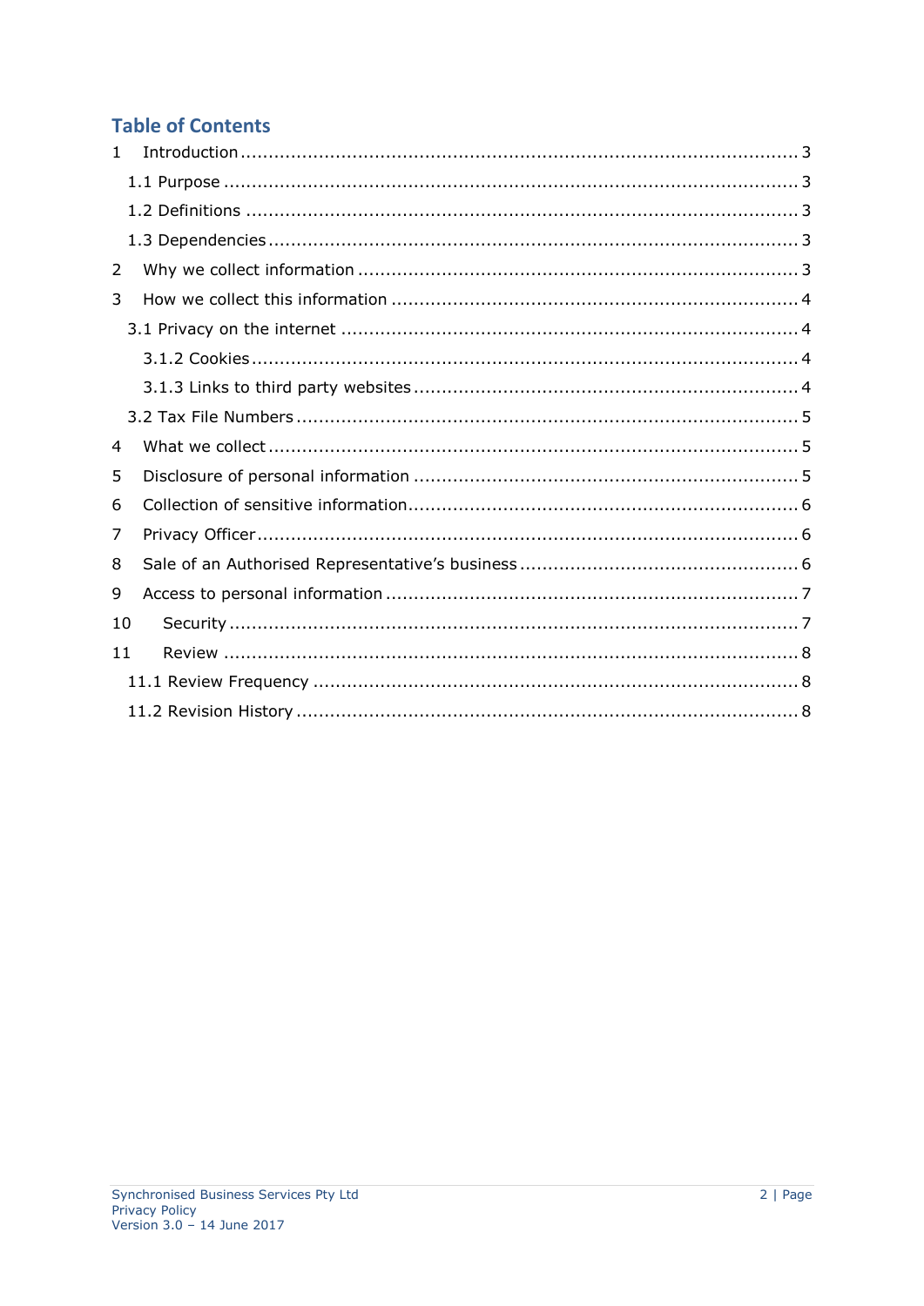## Table of Contents

1 Introduction ... 3
  1.1 Purpose ... 3
  1.2 Definitions ... 3
  1.3 Dependencies ... 3
2 Why we collect information ... 3
3 How we collect this information ... 4
  3.1 Privacy on the internet ... 4
    3.1.2 Cookies ... 4
    3.1.3 Links to third party websites ... 4
  3.2 Tax File Numbers ... 5
4 What we collect ... 5
5 Disclosure of personal information ... 5
6 Collection of sensitive information ... 6
7 Privacy Officer ... 6
8 Sale of an Authorised Representative's business ... 6
9 Access to personal information ... 7
10 Security ... 7
11 Review ... 8
  11.1 Review Frequency ... 8
  11.2 Revision History ... 8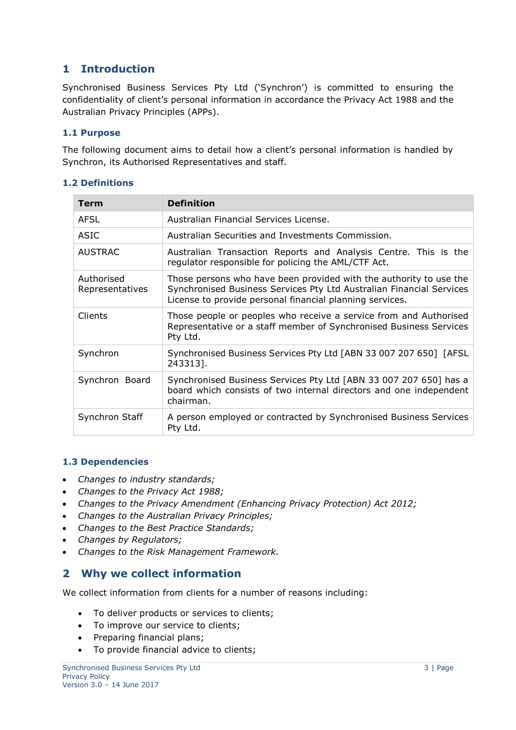# 1 Introduction

Synchronised Business Services Pty Ltd ('Synchron') is committed to ensuring the confidentiality of client's personal information in accordance the Privacy Act 1988 and the Australian Privacy Principles (APPs).

## 1.1 Purpose

The following document aims to detail how a client's personal information is handled by Synchron, its Authorised Representatives and staff.

## 1.2 Definitions

| Term | Definition |
|---|---|
| AFSL | Australian Financial Services License. |
| ASIC | Australian Securities and Investments Commission. |
| AUSTRAC | Australian Transaction Reports and Analysis Centre. This is the regulator responsible for policing the AML/CTF Act. |
| Authorised Representatives | Those persons who have been provided with the authority to use the Synchronised Business Services Pty Ltd Australian Financial Services License to provide personal financial planning services. |
| Clients | Those people or peoples who receive a service from and Authorised Representative or a staff member of Synchronised Business Services Pty Ltd. |
| Synchron | Synchronised Business Services Pty Ltd [ABN 33 007 207 650] [AFSL 243313]. |
| Synchron Board | Synchronised Business Services Pty Ltd [ABN 33 007 207 650] has a board which consists of two internal directors and one independent chairman. |
| Synchron Staff | A person employed or contracted by Synchronised Business Services Pty Ltd. |

## 1.3 Dependencies

- *Changes to industry standards;*
- *Changes to the Privacy Act 1988;*
- *Changes to the Privacy Amendment (Enhancing Privacy Protection) Act 2012;*
- *Changes to the Australian Privacy Principles;*
- *Changes to the Best Practice Standards;*
- *Changes by Regulators;*
- *Changes to the Risk Management Framework.*

# 2 Why we collect information

We collect information from clients for a number of reasons including:

- To deliver products or services to clients;
- To improve our service to clients;
- Preparing financial plans;
- To provide financial advice to clients;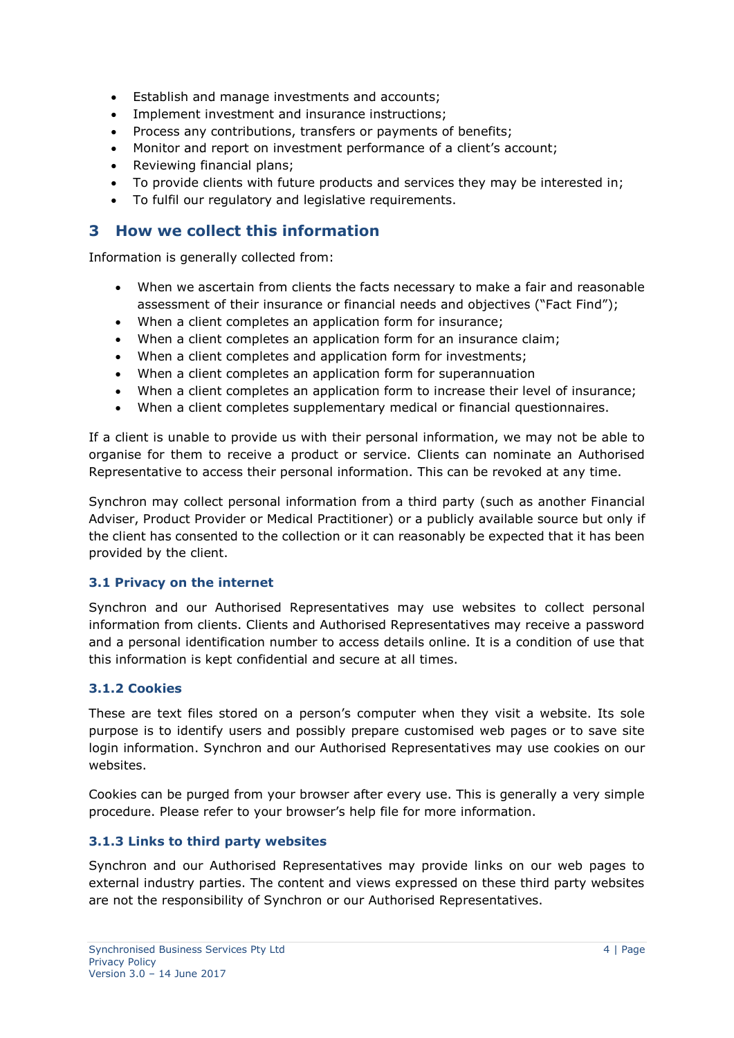- Establish and manage investments and accounts;
- Implement investment and insurance instructions;
- Process any contributions, transfers or payments of benefits;
- Monitor and report on investment performance of a client's account;
- Reviewing financial plans;
- To provide clients with future products and services they may be interested in;
- To fulfil our regulatory and legislative requirements.

## 3 How we collect this information

Information is generally collected from:

- When we ascertain from clients the facts necessary to make a fair and reasonable assessment of their insurance or financial needs and objectives ("Fact Find");
- When a client completes an application form for insurance;
- When a client completes an application form for an insurance claim;
- When a client completes and application form for investments;
- When a client completes an application form for superannuation
- When a client completes an application form to increase their level of insurance;
- When a client completes supplementary medical or financial questionnaires.

If a client is unable to provide us with their personal information, we may not be able to organise for them to receive a product or service. Clients can nominate an Authorised Representative to access their personal information. This can be revoked at any time.

Synchron may collect personal information from a third party (such as another Financial Adviser, Product Provider or Medical Practitioner) or a publicly available source but only if the client has consented to the collection or it can reasonably be expected that it has been provided by the client.

### 3.1 Privacy on the internet

Synchron and our Authorised Representatives may use websites to collect personal information from clients. Clients and Authorised Representatives may receive a password and a personal identification number to access details online. It is a condition of use that this information is kept confidential and secure at all times.

### 3.1.2 Cookies

These are text files stored on a person's computer when they visit a website. Its sole purpose is to identify users and possibly prepare customised web pages or to save site login information. Synchron and our Authorised Representatives may use cookies on our websites.

Cookies can be purged from your browser after every use. This is generally a very simple procedure. Please refer to your browser's help file for more information.

### 3.1.3 Links to third party websites

Synchron and our Authorised Representatives may provide links on our web pages to external industry parties. The content and views expressed on these third party websites are not the responsibility of Synchron or our Authorised Representatives.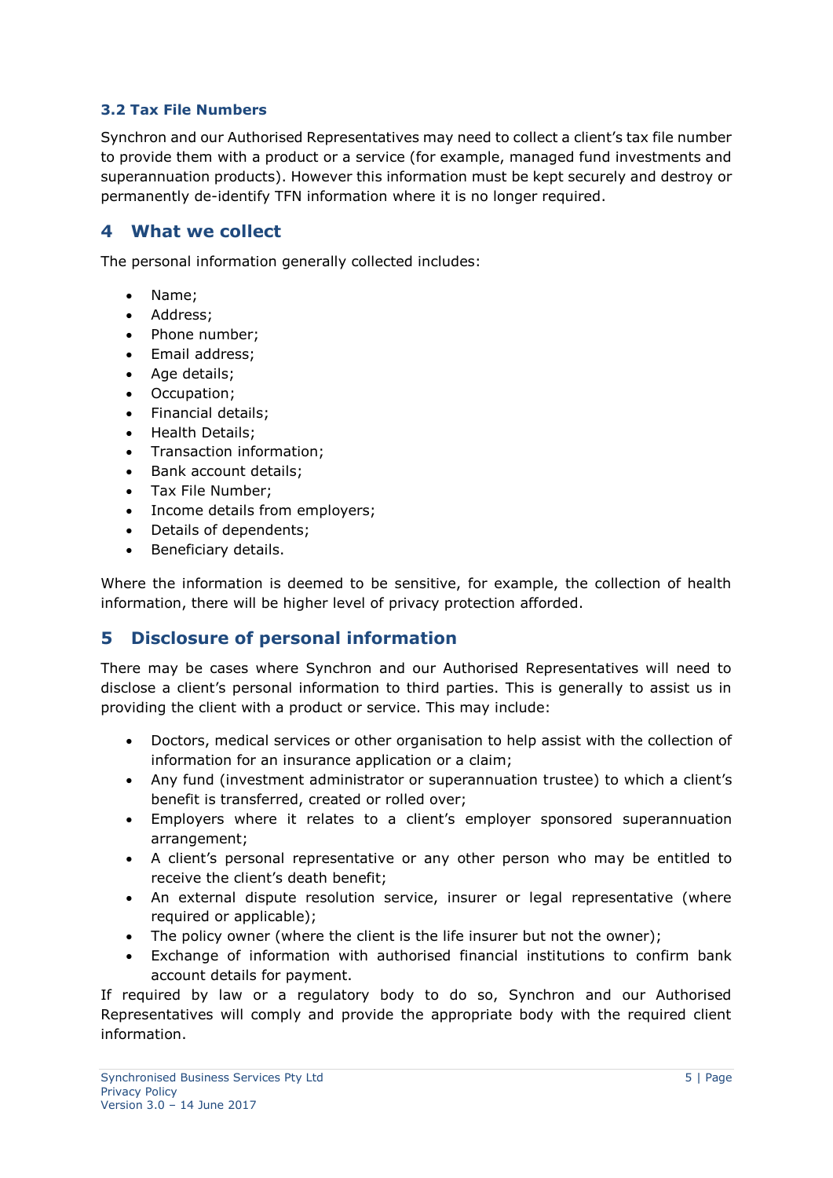### 3.2 Tax File Numbers

Synchron and our Authorised Representatives may need to collect a client's tax file number to provide them with a product or a service (for example, managed fund investments and superannuation products). However this information must be kept securely and destroy or permanently de-identify TFN information where it is no longer required.

## 4 What we collect

The personal information generally collected includes:

- Name;
- Address;
- Phone number;
- Email address;
- Age details;
- Occupation;
- Financial details;
- Health Details;
- Transaction information;
- Bank account details;
- Tax File Number;
- Income details from employers;
- Details of dependents;
- Beneficiary details.

Where the information is deemed to be sensitive, for example, the collection of health information, there will be higher level of privacy protection afforded.

## 5 Disclosure of personal information

There may be cases where Synchron and our Authorised Representatives will need to disclose a client's personal information to third parties. This is generally to assist us in providing the client with a product or service. This may include:

- Doctors, medical services or other organisation to help assist with the collection of information for an insurance application or a claim;
- Any fund (investment administrator or superannuation trustee) to which a client's benefit is transferred, created or rolled over;
- Employers where it relates to a client's employer sponsored superannuation arrangement;
- A client's personal representative or any other person who may be entitled to receive the client's death benefit;
- An external dispute resolution service, insurer or legal representative (where required or applicable);
- The policy owner (where the client is the life insurer but not the owner);
- Exchange of information with authorised financial institutions to confirm bank account details for payment.

If required by law or a regulatory body to do so, Synchron and our Authorised Representatives will comply and provide the appropriate body with the required client information.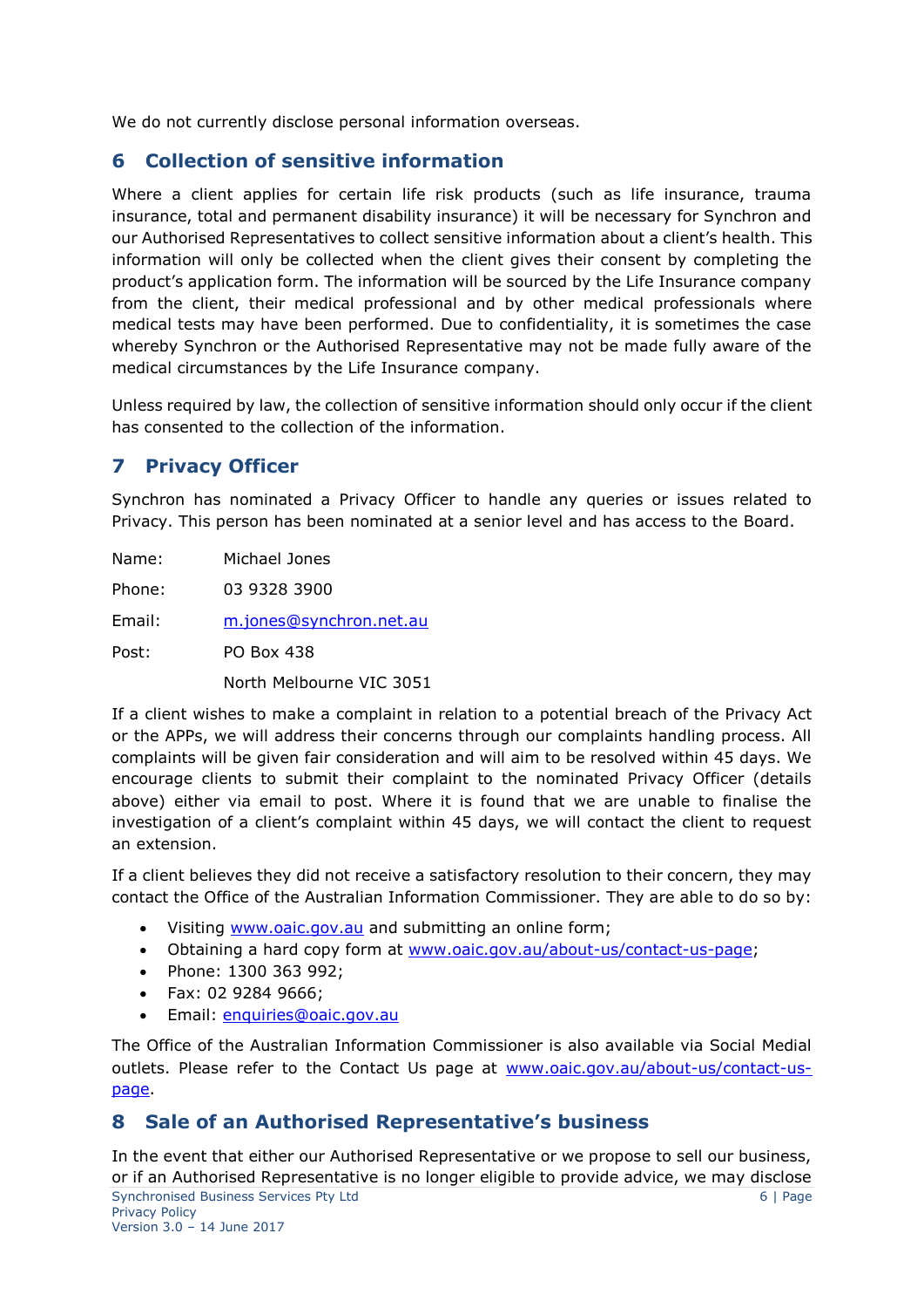We do not currently disclose personal information overseas.

## 6 Collection of sensitive information

Where a client applies for certain life risk products (such as life insurance, trauma insurance, total and permanent disability insurance) it will be necessary for Synchron and our Authorised Representatives to collect sensitive information about a client's health. This information will only be collected when the client gives their consent by completing the product's application form. The information will be sourced by the Life Insurance company from the client, their medical professional and by other medical professionals where medical tests may have been performed. Due to confidentiality, it is sometimes the case whereby Synchron or the Authorised Representative may not be made fully aware of the medical circumstances by the Life Insurance company.

Unless required by law, the collection of sensitive information should only occur if the client has consented to the collection of the information.

## 7 Privacy Officer

Synchron has nominated a Privacy Officer to handle any queries or issues related to Privacy. This person has been nominated at a senior level and has access to the Board.

Name: Michael Jones

Phone: 03 9328 3900

Email: m.jones@synchron.net.au

Post: PO Box 438
North Melbourne VIC 3051

If a client wishes to make a complaint in relation to a potential breach of the Privacy Act or the APPs, we will address their concerns through our complaints handling process. All complaints will be given fair consideration and will aim to be resolved within 45 days. We encourage clients to submit their complaint to the nominated Privacy Officer (details above) either via email to post. Where it is found that we are unable to finalise the investigation of a client's complaint within 45 days, we will contact the client to request an extension.

If a client believes they did not receive a satisfactory resolution to their concern, they may contact the Office of the Australian Information Commissioner. They are able to do so by:

- Visiting www.oaic.gov.au and submitting an online form;
- Obtaining a hard copy form at www.oaic.gov.au/about-us/contact-us-page;
- Phone: 1300 363 992;
- Fax: 02 9284 9666;
- Email: enquiries@oaic.gov.au

The Office of the Australian Information Commissioner is also available via Social Medial outlets. Please refer to the Contact Us page at www.oaic.gov.au/about-us/contact-us-page.

## 8 Sale of an Authorised Representative's business

In the event that either our Authorised Representative or we propose to sell our business, or if an Authorised Representative is no longer eligible to provide advice, we may disclose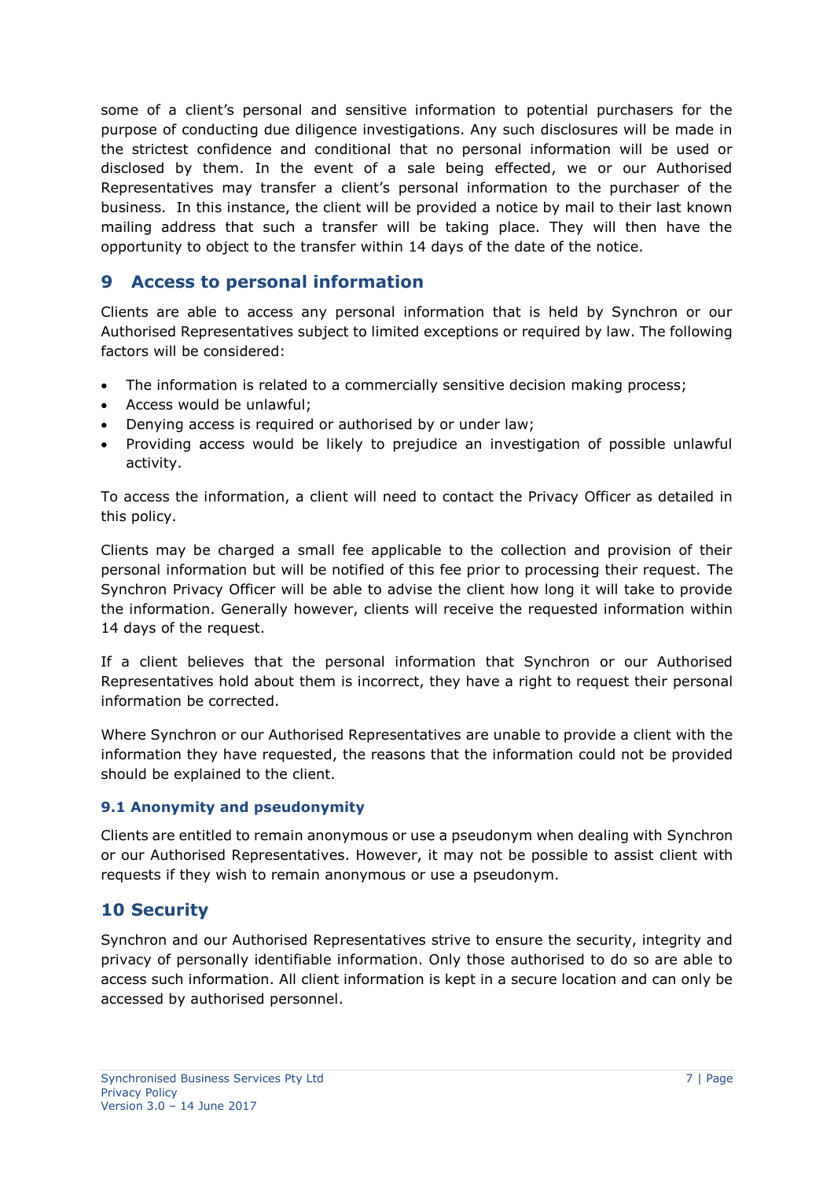some of a client's personal and sensitive information to potential purchasers for the purpose of conducting due diligence investigations. Any such disclosures will be made in the strictest confidence and conditional that no personal information will be used or disclosed by them. In the event of a sale being effected, we or our Authorised Representatives may transfer a client's personal information to the purchaser of the business. In this instance, the client will be provided a notice by mail to their last known mailing address that such a transfer will be taking place. They will then have the opportunity to object to the transfer within 14 days of the date of the notice.

## 9 Access to personal information

Clients are able to access any personal information that is held by Synchron or our Authorised Representatives subject to limited exceptions or required by law. The following factors will be considered:

- The information is related to a commercially sensitive decision making process;
- Access would be unlawful;
- Denying access is required or authorised by or under law;
- Providing access would be likely to prejudice an investigation of possible unlawful activity.

To access the information, a client will need to contact the Privacy Officer as detailed in this policy.

Clients may be charged a small fee applicable to the collection and provision of their personal information but will be notified of this fee prior to processing their request. The Synchron Privacy Officer will be able to advise the client how long it will take to provide the information. Generally however, clients will receive the requested information within 14 days of the request.

If a client believes that the personal information that Synchron or our Authorised Representatives hold about them is incorrect, they have a right to request their personal information be corrected.

Where Synchron or our Authorised Representatives are unable to provide a client with the information they have requested, the reasons that the information could not be provided should be explained to the client.

### 9.1 Anonymity and pseudonymity

Clients are entitled to remain anonymous or use a pseudonym when dealing with Synchron or our Authorised Representatives. However, it may not be possible to assist client with requests if they wish to remain anonymous or use a pseudonym.

## 10 Security

Synchron and our Authorised Representatives strive to ensure the security, integrity and privacy of personally identifiable information. Only those authorised to do so are able to access such information. All client information is kept in a secure location and can only be accessed by authorised personnel.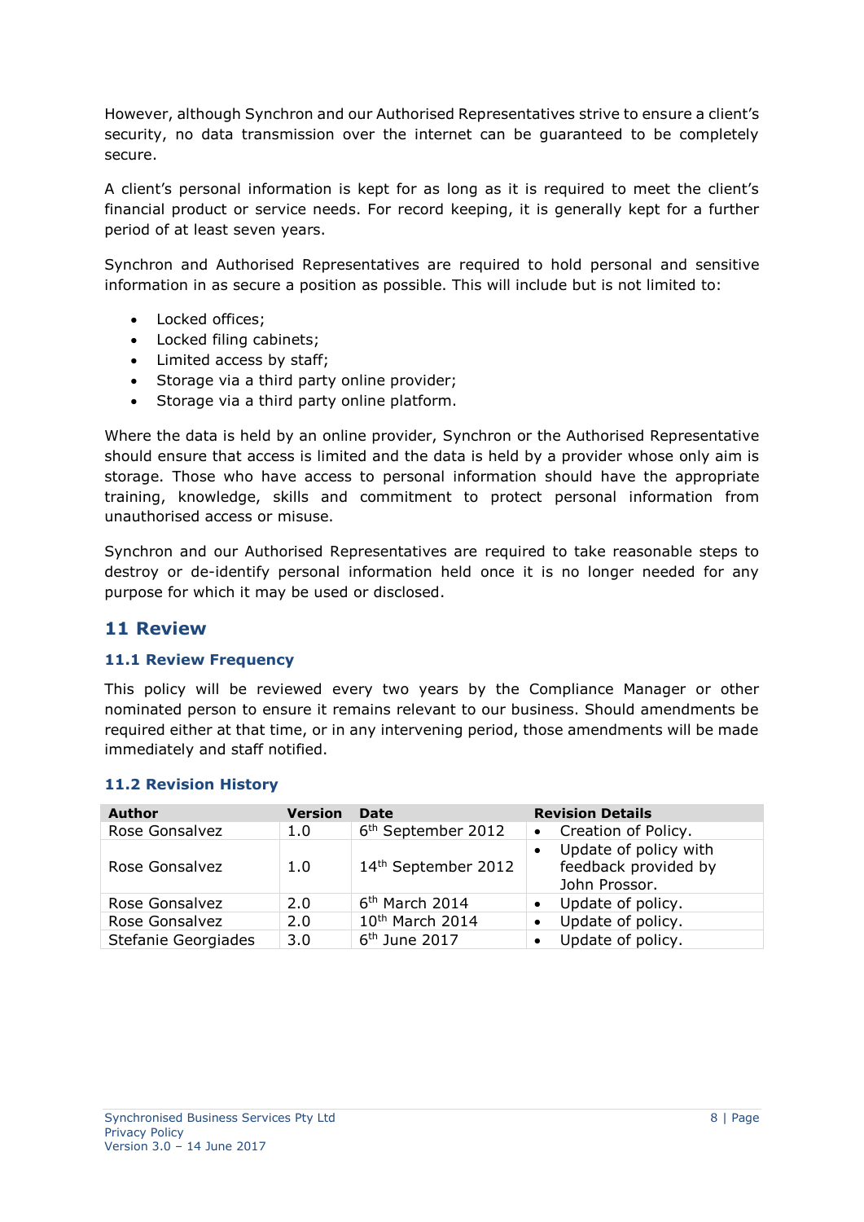However, although Synchron and our Authorised Representatives strive to ensure a client's security, no data transmission over the internet can be guaranteed to be completely secure.

A client's personal information is kept for as long as it is required to meet the client's financial product or service needs. For record keeping, it is generally kept for a further period of at least seven years.

Synchron and Authorised Representatives are required to hold personal and sensitive information in as secure a position as possible. This will include but is not limited to:

- Locked offices;
- Locked filing cabinets;
- Limited access by staff;
- Storage via a third party online provider;
- Storage via a third party online platform.

Where the data is held by an online provider, Synchron or the Authorised Representative should ensure that access is limited and the data is held by a provider whose only aim is storage. Those who have access to personal information should have the appropriate training, knowledge, skills and commitment to protect personal information from unauthorised access or misuse.

Synchron and our Authorised Representatives are required to take reasonable steps to destroy or de-identify personal information held once it is no longer needed for any purpose for which it may be used or disclosed.

## 11 Review

### 11.1 Review Frequency

This policy will be reviewed every two years by the Compliance Manager or other nominated person to ensure it remains relevant to our business. Should amendments be required either at that time, or in any intervening period, those amendments will be made immediately and staff notified.

### 11.2 Revision History

| Author | Version | Date | Revision Details |
|---|---|---|---|
| Rose Gonsalvez | 1.0 | 6th September 2012 | • Creation of Policy. |
| Rose Gonsalvez | 1.0 | 14th September 2012 | • Update of policy with feedback provided by John Prossor. |
| Rose Gonsalvez | 2.0 | 6th March 2014 | • Update of policy. |
| Rose Gonsalvez | 2.0 | 10th March 2014 | • Update of policy. |
| Stefanie Georgiades | 3.0 | 6th June 2017 | • Update of policy. |